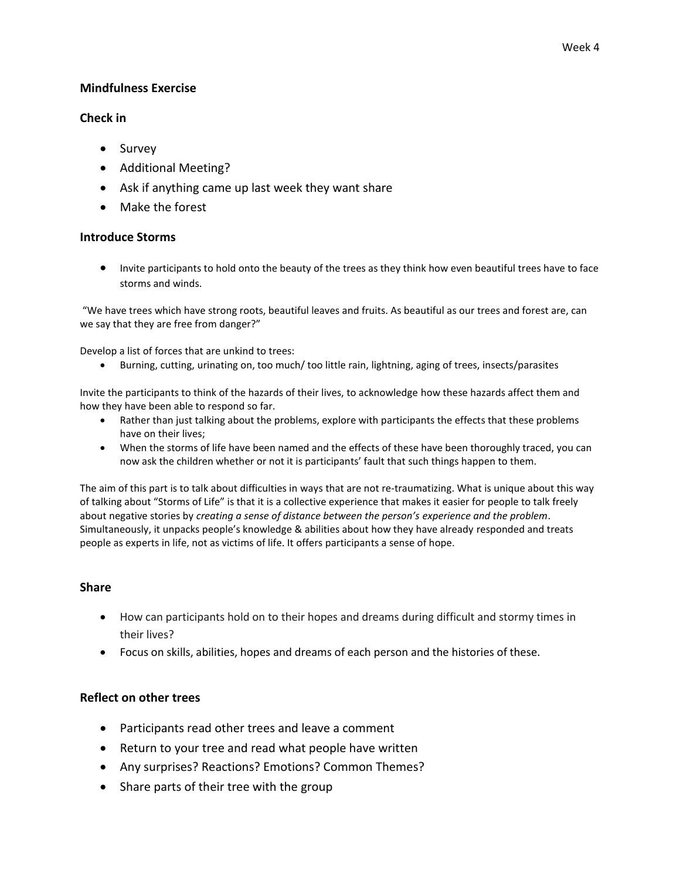Week 4

## Mindfulness Exercise

## Check in

- Survey
- Additional Meeting?
- Ask if anything came up last week they want share
- Make the forest

## Introduce Storms

- Invite participants to hold onto the beauty of the trees as they think how even beautiful trees have to face storms and winds.

"We have trees which have strong roots, beautiful leaves and fruits. As beautiful as our trees and forest are, can we say that they are free from danger?"

Develop a list of forces that are unkind to trees:

- Burning, cutting, urinating on, too much/ too little rain, lightning, aging of trees, insects/parasites

Invite the participants to think of the hazards of their lives, to acknowledge how these hazards affect them and how they have been able to respond so far.

- Rather than just talking about the problems, explore with participants the effects that these problems have on their lives;
- When the storms of life have been named and the effects of these have been thoroughly traced, you can now ask the children whether or not it is participants' fault that such things happen to them.

The aim of this part is to talk about difficulties in ways that are not re-traumatizing. What is unique about this way of talking about "Storms of Life" is that it is a collective experience that makes it easier for people to talk freely about negative stories by *creating a sense of distance between the person's experience and the problem*. Simultaneously, it unpacks people's knowledge & abilities about how they have already responded and treats people as experts in life, not as victims of life. It offers participants a sense of hope.

## Share

- How can participants hold on to their hopes and dreams during difficult and stormy times in their lives?
- Focus on skills, abilities, hopes and dreams of each person and the histories of these.

## Reflect on other trees

- Participants read other trees and leave a comment
- Return to your tree and read what people have written
- Any surprises? Reactions? Emotions? Common Themes?
- Share parts of their tree with the group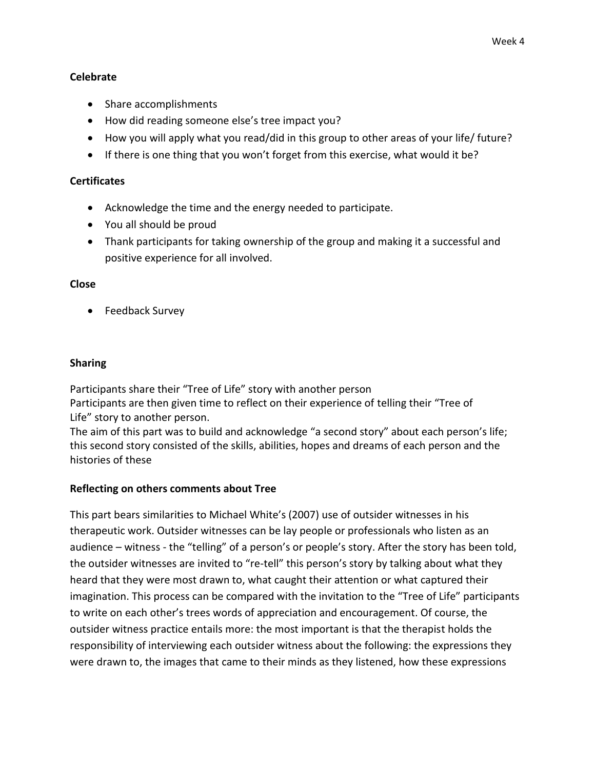**Celebrate**

- Share accomplishments
- How did reading someone else's tree impact you?
- How you will apply what you read/did in this group to other areas of your life/ future?
- If there is one thing that you won't forget from this exercise, what would it be?

**Certificates**

- Acknowledge the time and the energy needed to participate.
- You all should be proud
- Thank participants for taking ownership of the group and making it a successful and positive experience for all involved.

**Close**

- Feedback Survey

**Sharing**

Participants share their "Tree of Life" story with another person
Participants are then given time to reflect on their experience of telling their "Tree of Life" story to another person.
The aim of this part was to build and acknowledge "a second story" about each person's life; this second story consisted of the skills, abilities, hopes and dreams of each person and the histories of these

**Reflecting on others comments about Tree**

This part bears similarities to Michael White's (2007) use of outsider witnesses in his therapeutic work. Outsider witnesses can be lay people or professionals who listen as an audience – witness - the "telling" of a person's or people's story. After the story has been told, the outsider witnesses are invited to "re-tell" this person's story by talking about what they heard that they were most drawn to, what caught their attention or what captured their imagination. This process can be compared with the invitation to the "Tree of Life" participants to write on each other's trees words of appreciation and encouragement. Of course, the outsider witness practice entails more: the most important is that the therapist holds the responsibility of interviewing each outsider witness about the following: the expressions they were drawn to, the images that came to their minds as they listened, how these expressions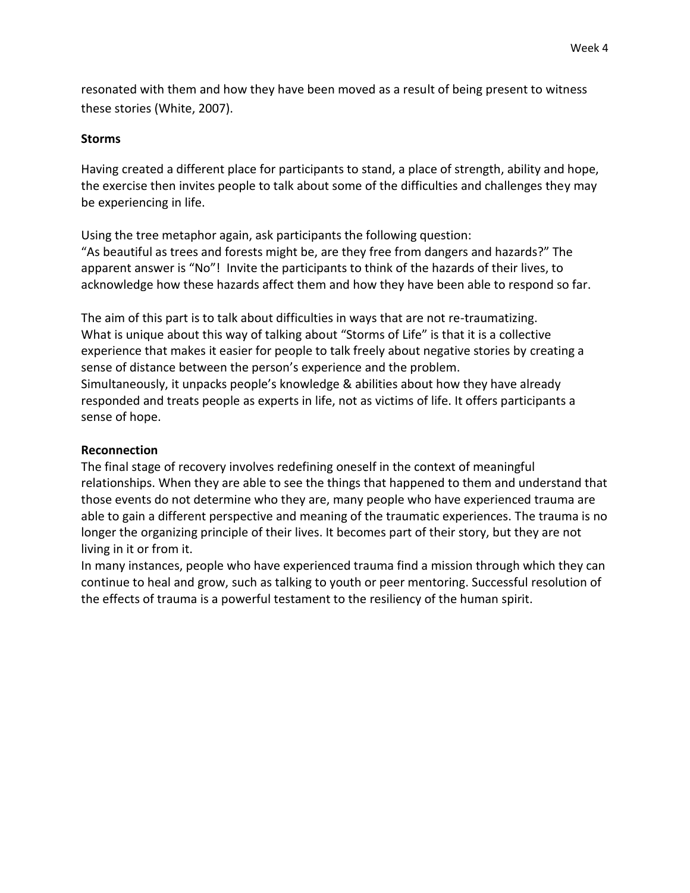resonated with them and how they have been moved as a result of being present to witness these stories (White, 2007).

**Storms**

Having created a different place for participants to stand, a place of strength, ability and hope, the exercise then invites people to talk about some of the difficulties and challenges they may be experiencing in life.

Using the tree metaphor again, ask participants the following question:
"As beautiful as trees and forests might be, are they free from dangers and hazards?" The apparent answer is "No"! Invite the participants to think of the hazards of their lives, to acknowledge how these hazards affect them and how they have been able to respond so far.

The aim of this part is to talk about difficulties in ways that are not re-traumatizing.
What is unique about this way of talking about "Storms of Life" is that it is a collective experience that makes it easier for people to talk freely about negative stories by creating a sense of distance between the person's experience and the problem.
Simultaneously, it unpacks people's knowledge & abilities about how they have already responded and treats people as experts in life, not as victims of life. It offers participants a sense of hope.

**Reconnection**

The final stage of recovery involves redefining oneself in the context of meaningful relationships. When they are able to see the things that happened to them and understand that those events do not determine who they are, many people who have experienced trauma are able to gain a different perspective and meaning of the traumatic experiences. The trauma is no longer the organizing principle of their lives. It becomes part of their story, but they are not living in it or from it.
In many instances, people who have experienced trauma find a mission through which they can continue to heal and grow, such as talking to youth or peer mentoring. Successful resolution of the effects of trauma is a powerful testament to the resiliency of the human spirit.